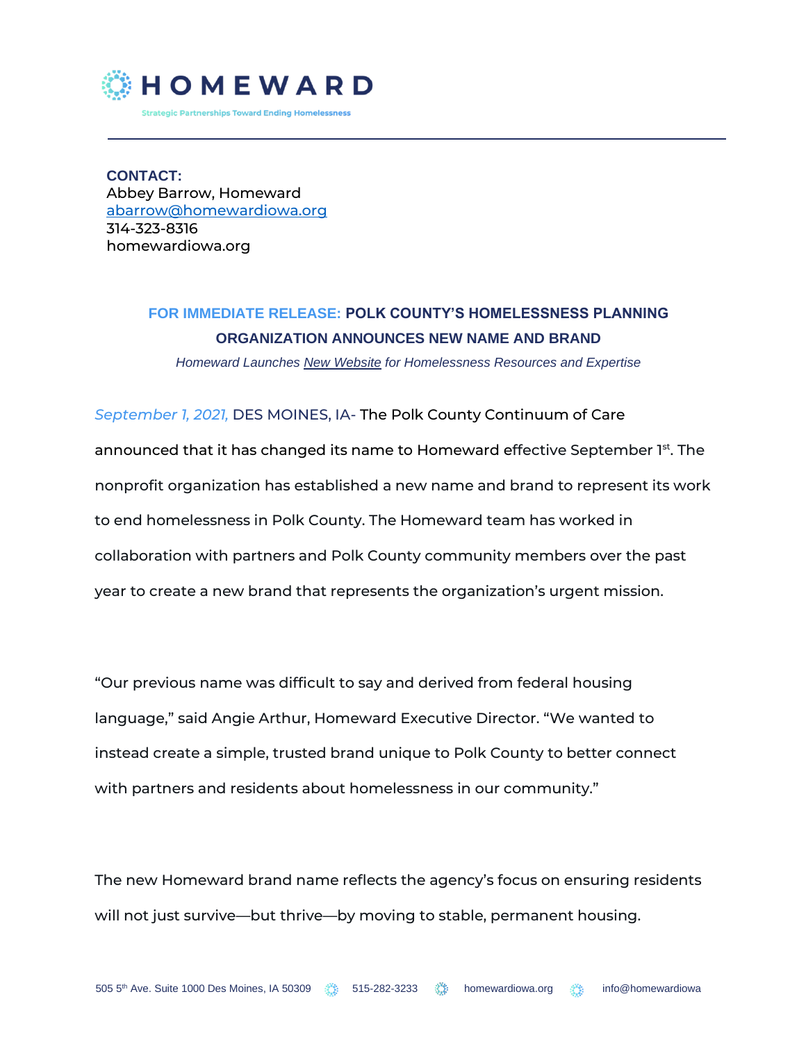# HOMEWARD

Strategic Partnerships Toward Ending Homelessness

**CONTACT:**
Abbey Barrow, Homeward
abarrow@homewardiowa.org
314-323-8316
homewardiowa.org

## FOR IMMEDIATE RELEASE: POLK COUNTY'S HOMELESSNESS PLANNING ORGANIZATION ANNOUNCES NEW NAME AND BRAND

*Homeward Launches New Website for Homelessness Resources and Expertise*

*September 1, 2021,* DES MOINES, IA- The Polk County Continuum of Care announced that it has changed its name to Homeward effective September 1st. The nonprofit organization has established a new name and brand to represent its work to end homelessness in Polk County. The Homeward team has worked in collaboration with partners and Polk County community members over the past year to create a new brand that represents the organization's urgent mission.

"Our previous name was difficult to say and derived from federal housing language," said Angie Arthur, Homeward Executive Director. "We wanted to instead create a simple, trusted brand unique to Polk County to better connect with partners and residents about homelessness in our community."

The new Homeward brand name reflects the agency's focus on ensuring residents will not just survive—but thrive—by moving to stable, permanent housing.

505 5th Ave. Suite 1000 Des Moines, IA 50309 · 515-282-3233 · homewardiowa.org · info@homewardiowa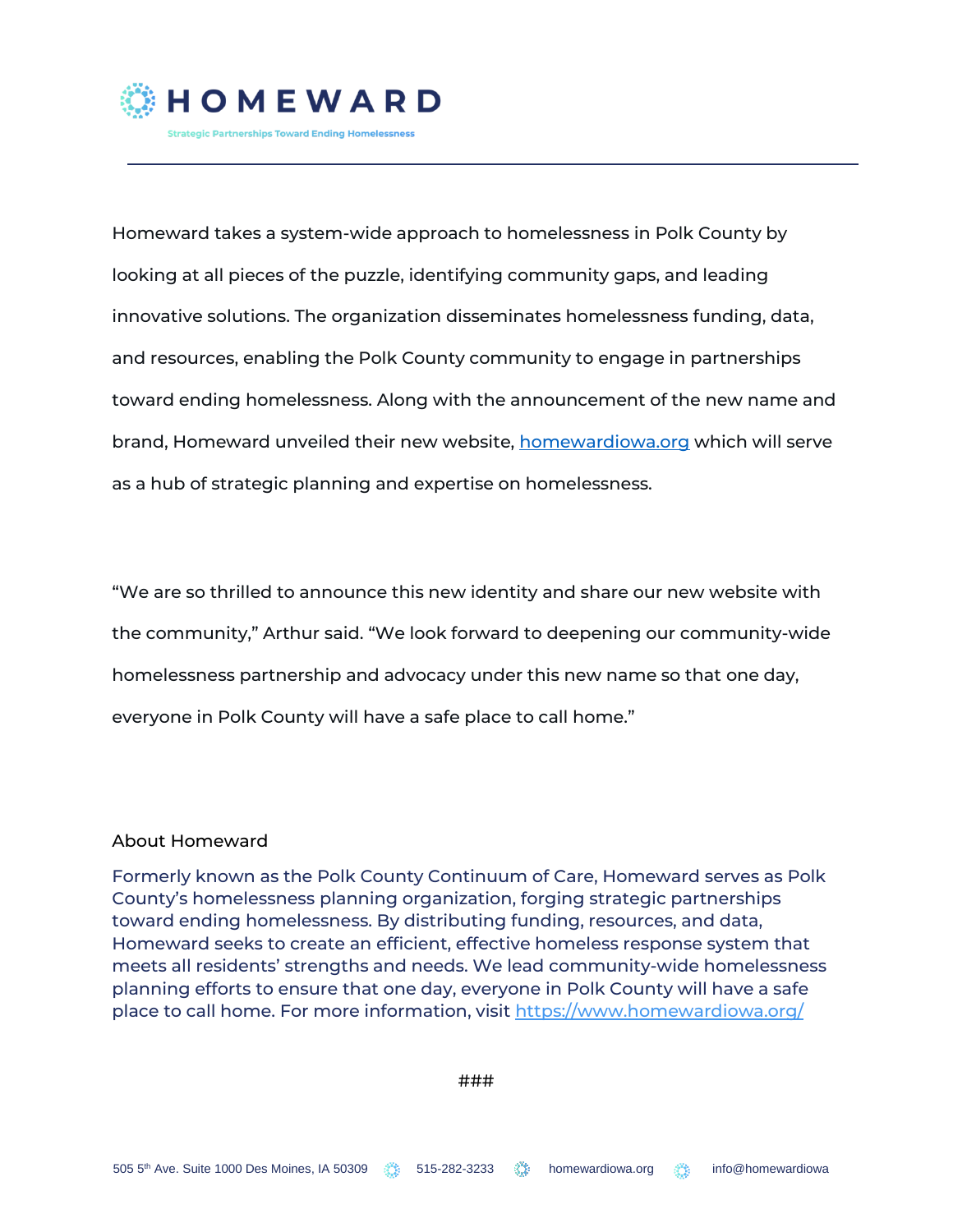Homeward takes a system-wide approach to homelessness in Polk County by looking at all pieces of the puzzle, identifying community gaps, and leading innovative solutions. The organization disseminates homelessness funding, data, and resources, enabling the Polk County community to engage in partnerships toward ending homelessness. Along with the announcement of the new name and brand, Homeward unveiled their new website, [homewardiowa.org](https://www.homewardiowa.org/) which will serve as a hub of strategic planning and expertise on homelessness.

"We are so thrilled to announce this new identity and share our new website with the community," Arthur said. "We look forward to deepening our community-wide homelessness partnership and advocacy under this new name so that one day, everyone in Polk County will have a safe place to call home."

About Homeward

Formerly known as the Polk County Continuum of Care, Homeward serves as Polk County's homelessness planning organization, forging strategic partnerships toward ending homelessness. By distributing funding, resources, and data, Homeward seeks to create an efficient, effective homeless response system that meets all residents' strengths and needs. We lead community-wide homelessness planning efforts to ensure that one day, everyone in Polk County will have a safe place to call home. For more information, visit [https://www.homewardiowa.org/](https://www.homewardiowa.org/)

###